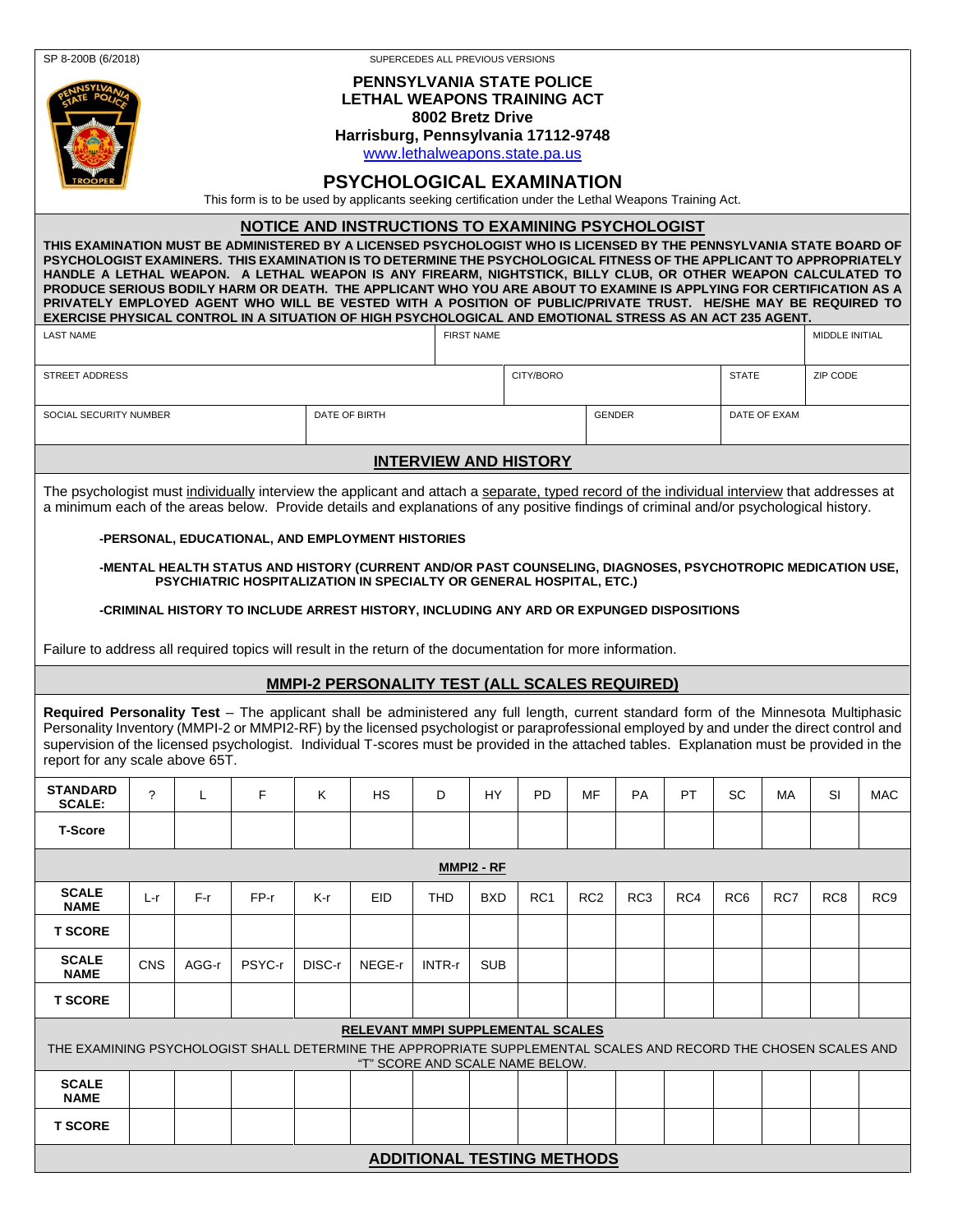SP 8-200B (6/2018)

SUPERCEDES ALL PREVIOUS VERSIONS

# PENNSYLVANIA STATE POLICE
## LETHAL WEAPONS TRAINING ACT
**8002 Bretz Drive**
**Harrisburg, Pennsylvania 17112-9748**
www.lethalweapons.state.pa.us

# PSYCHOLOGICAL EXAMINATION

This form is to be used by applicants seeking certification under the Lethal Weapons Training Act.

## NOTICE AND INSTRUCTIONS TO EXAMINING PSYCHOLOGIST

**THIS EXAMINATION MUST BE ADMINISTERED BY A LICENSED PSYCHOLOGIST WHO IS LICENSED BY THE PENNSYLVANIA STATE BOARD OF PSYCHOLOGIST EXAMINERS. THIS EXAMINATION IS TO DETERMINE THE PSYCHOLOGICAL FITNESS OF THE APPLICANT TO APPROPRIATELY HANDLE A LETHAL WEAPON. A LETHAL WEAPON IS ANY FIREARM, NIGHTSTICK, BILLY CLUB, OR OTHER WEAPON CALCULATED TO PRODUCE SERIOUS BODILY HARM OR DEATH. THE APPLICANT WHO YOU ARE ABOUT TO EXAMINE IS APPLYING FOR CERTIFICATION AS A PRIVATELY EMPLOYED AGENT WHO WILL BE VESTED WITH A POSITION OF PUBLIC/PRIVATE TRUST. HE/SHE MAY BE REQUIRED TO EXERCISE PHYSICAL CONTROL IN A SITUATION OF HIGH PSYCHOLOGICAL AND EMOTIONAL STRESS AS AN ACT 235 AGENT.**

| LAST NAME | | FIRST NAME | | MIDDLE INITIAL |
|---|---|---|---|---|
| | | | | |

| STREET ADDRESS | CITY/BORO | STATE | ZIP CODE |
|---|---|---|---|
| | | | |

| SOCIAL SECURITY NUMBER | DATE OF BIRTH | GENDER | DATE OF EXAM |
|---|---|---|---|
| | | | |

## INTERVIEW AND HISTORY

The psychologist must individually interview the applicant and attach a separate, typed record of the individual interview that addresses at a minimum each of the areas below. Provide details and explanations of any positive findings of criminal and/or psychological history.

**-PERSONAL, EDUCATIONAL, AND EMPLOYMENT HISTORIES**

**-MENTAL HEALTH STATUS AND HISTORY (CURRENT AND/OR PAST COUNSELING, DIAGNOSES, PSYCHOTROPIC MEDICATION USE, PSYCHIATRIC HOSPITALIZATION IN SPECIALTY OR GENERAL HOSPITAL, ETC.)**

**-CRIMINAL HISTORY TO INCLUDE ARREST HISTORY, INCLUDING ANY ARD OR EXPUNGED DISPOSITIONS**

Failure to address all required topics will result in the return of the documentation for more information.

## MMPI-2 PERSONALITY TEST (ALL SCALES REQUIRED)

**Required Personality Test** – The applicant shall be administered any full length, current standard form of the Minnesota Multiphasic Personality Inventory (MMPI-2 or MMPI2-RF) by the licensed psychologist or paraprofessional employed by and under the direct control and supervision of the licensed psychologist. Individual T-scores must be provided in the attached tables. Explanation must be provided in the report for any scale above 65T.

| STANDARD SCALE: | ? | L | F | K | HS | D | HY | PD | MF | PA | PT | SC | MA | SI | MAC |
|---|---|---|---|---|---|---|---|---|---|---|---|---|---|---|---|
| T-Score | | | | | | | | | | | | | | | |

### MMPI2 - RF

| SCALE NAME | L-r | F-r | FP-r | K-r | EID | THD | BXD | RC1 | RC2 | RC3 | RC4 | RC6 | RC7 | RC8 | RC9 |
|---|---|---|---|---|---|---|---|---|---|---|---|---|---|---|---|
| T SCORE | | | | | | | | | | | | | | | |
| SCALE NAME | CNS | AGG-r | PSYC-r | DISC-r | NEGE-r | INTR-r | SUB | | | | | | | | |
| T SCORE | | | | | | | | | | | | | | | |

### RELEVANT MMPI SUPPLEMENTAL SCALES

THE EXAMINING PSYCHOLOGIST SHALL DETERMINE THE APPROPRIATE SUPPLEMENTAL SCALES AND RECORD THE CHOSEN SCALES AND "T" SCORE AND SCALE NAME BELOW.

| SCALE NAME | | | | | | | | | | | | | | | |
|---|---|---|---|---|---|---|---|---|---|---|---|---|---|---|---|
| T SCORE | | | | | | | | | | | | | | | |

## ADDITIONAL TESTING METHODS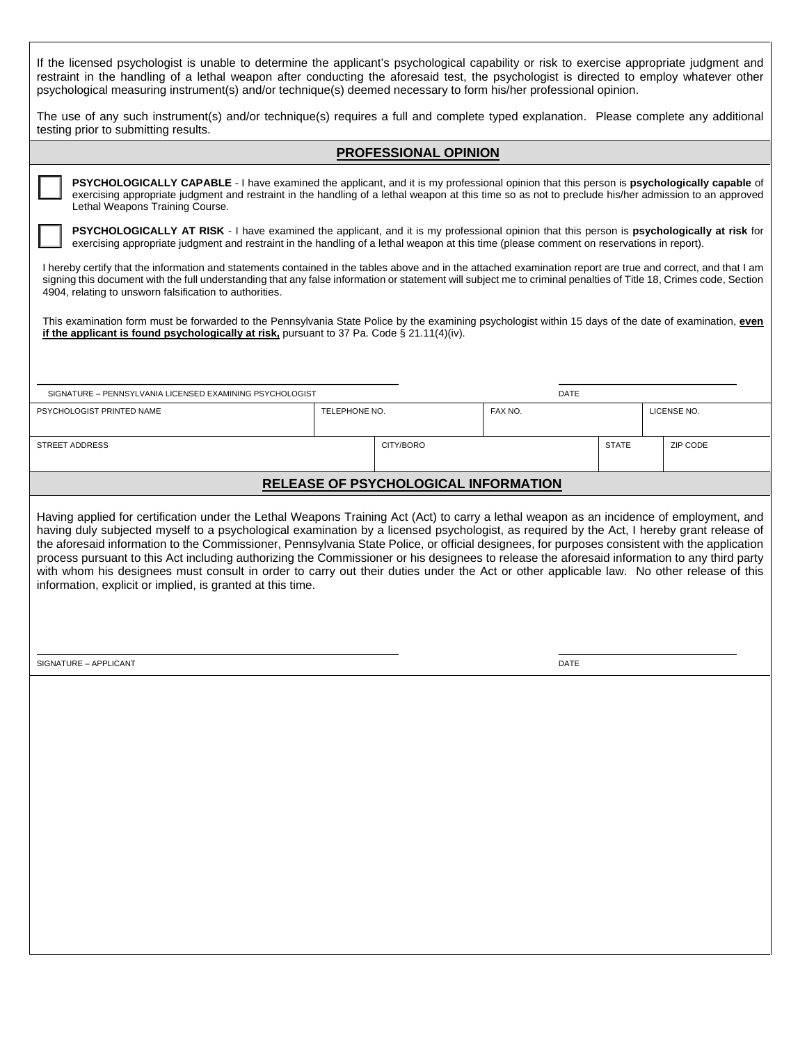If the licensed psychologist is unable to determine the applicant's psychological capability or risk to exercise appropriate judgment and restraint in the handling of a lethal weapon after conducting the aforesaid test, the psychologist is directed to employ whatever other psychological measuring instrument(s) and/or technique(s) deemed necessary to form his/her professional opinion.

The use of any such instrument(s) and/or technique(s) requires a full and complete typed explanation. Please complete any additional testing prior to submitting results.

## PROFESSIONAL OPINION

☐ **PSYCHOLOGICALLY CAPABLE** - I have examined the applicant, and it is my professional opinion that this person is **psychologically capable** of exercising appropriate judgment and restraint in the handling of a lethal weapon at this time so as not to preclude his/her admission to an approved Lethal Weapons Training Course.

☐ **PSYCHOLOGICALLY AT RISK** - I have examined the applicant, and it is my professional opinion that this person is **psychologically at risk** for exercising appropriate judgment and restraint in the handling of a lethal weapon at this time (please comment on reservations in report).

I hereby certify that the information and statements contained in the tables above and in the attached examination report are true and correct, and that I am signing this document with the full understanding that any false information or statement will subject me to criminal penalties of Title 18, Crimes code, Section 4904, relating to unsworn falsification to authorities.

This examination form must be forwarded to the Pennsylvania State Police by the examining psychologist within 15 days of the date of examination, **even if the applicant is found psychologically at risk,** pursuant to 37 Pa. Code § 21.11(4)(iv).

SIGNATURE – PENNSYLVANIA LICENSED EXAMINING PSYCHOLOGIST ______________________ DATE ____________

| PSYCHOLOGIST PRINTED NAME | TELEPHONE NO. | FAX NO. | LICENSE NO. |
|---|---|---|---|
| | | | |

| STREET ADDRESS | CITY/BORO | STATE | ZIP CODE |
|---|---|---|---|
| | | | |

## RELEASE OF PSYCHOLOGICAL INFORMATION

Having applied for certification under the Lethal Weapons Training Act (Act) to carry a lethal weapon as an incidence of employment, and having duly subjected myself to a psychological examination by a licensed psychologist, as required by the Act, I hereby grant release of the aforesaid information to the Commissioner, Pennsylvania State Police, or official designees, for purposes consistent with the application process pursuant to this Act including authorizing the Commissioner or his designees to release the aforesaid information to any third party with whom his designees must consult in order to carry out their duties under the Act or other applicable law. No other release of this information, explicit or implied, is granted at this time.

SIGNATURE – APPLICANT ______________________ DATE ____________